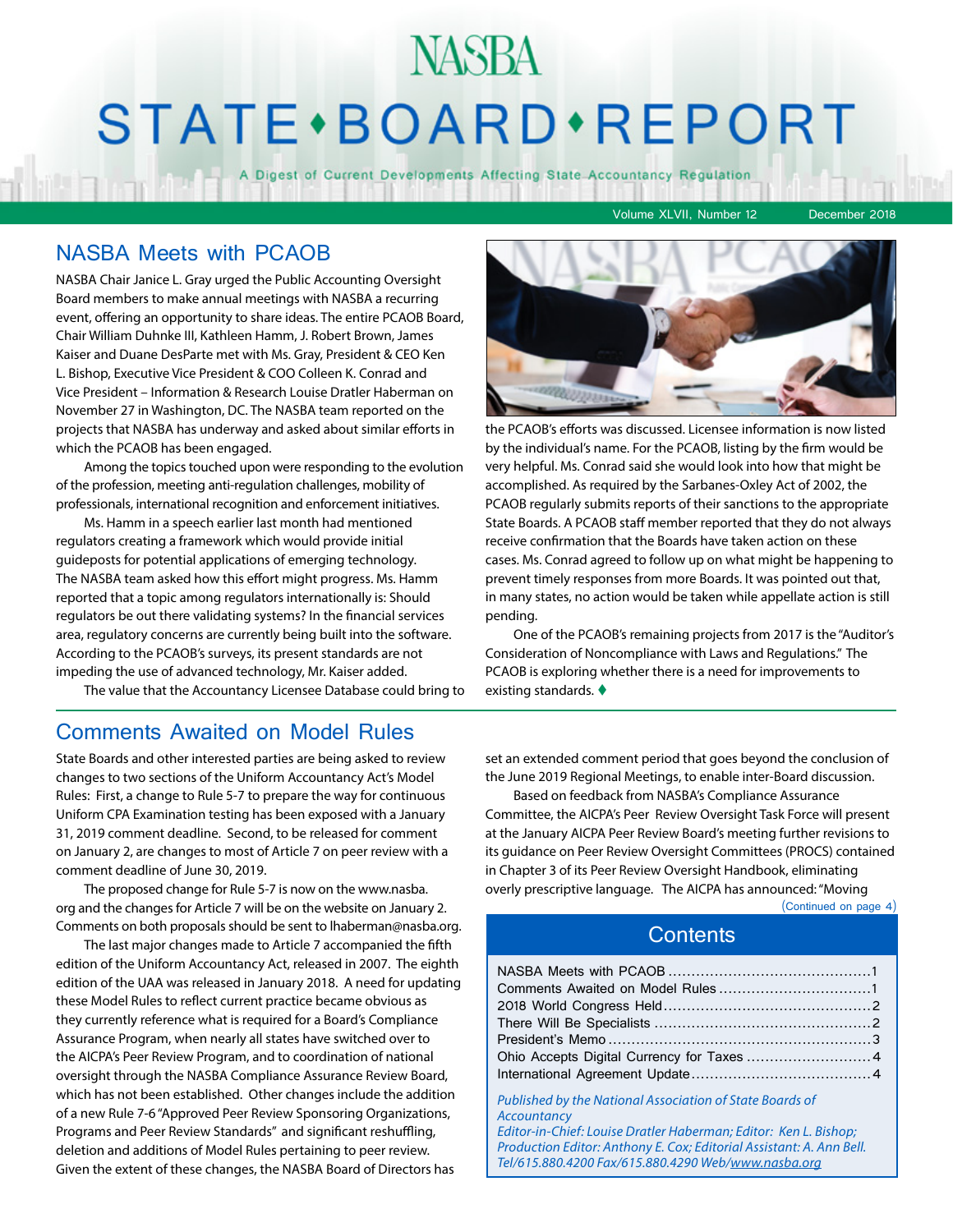# NASBA STATE•BOARD•REPORT

A Digest of Current Developments Affecting State Accountancy Regulation

Volume XLVII, Number 12 — December 2018

## NASBA Meets with PCAOB

NASBA Chair Janice L. Gray urged the Public Accounting Oversight Board members to make annual meetings with NASBA a recurring event, offering an opportunity to share ideas. The entire PCAOB Board, Chair William Duhnke III, Kathleen Hamm, J. Robert Brown, James Kaiser and Duane DesParte met with Ms. Gray, President & CEO Ken L. Bishop, Executive Vice President & COO Colleen K. Conrad and Vice President – Information & Research Louise Dratler Haberman on November 27 in Washington, DC. The NASBA team reported on the projects that NASBA has underway and asked about similar efforts in which the PCAOB has been engaged.

Among the topics touched upon were responding to the evolution of the profession, meeting anti-regulation challenges, mobility of professionals, international recognition and enforcement initiatives.

Ms. Hamm in a speech earlier last month had mentioned regulators creating a framework which would provide initial guideposts for potential applications of emerging technology. The NASBA team asked how this effort might progress. Ms. Hamm reported that a topic among regulators internationally is: Should regulators be out there validating systems? In the financial services area, regulatory concerns are currently being built into the software. According to the PCAOB's surveys, its present standards are not impeding the use of advanced technology, Mr. Kaiser added.

The value that the Accountancy Licensee Database could bring to the PCAOB's efforts was discussed. Licensee information is now listed by the individual's name. For the PCAOB, listing by the firm would be very helpful. Ms. Conrad said she would look into how that might be accomplished. As required by the Sarbanes-Oxley Act of 2002, the PCAOB regularly submits reports of their sanctions to the appropriate State Boards. A PCAOB staff member reported that they do not always receive confirmation that the Boards have taken action on these cases. Ms. Conrad agreed to follow up on what might be happening to prevent timely responses from more Boards. It was pointed out that, in many states, no action would be taken while appellate action is still pending.

One of the PCAOB's remaining projects from 2017 is the "Auditor's Consideration of Noncompliance with Laws and Regulations." The PCAOB is exploring whether there is a need for improvements to existing standards. ♦

## Comments Awaited on Model Rules

State Boards and other interested parties are being asked to review changes to two sections of the Uniform Accountancy Act's Model Rules: First, a change to Rule 5-7 to prepare the way for continuous Uniform CPA Examination testing has been exposed with a January 31, 2019 comment deadline. Second, to be released for comment on January 2, are changes to most of Article 7 on peer review with a comment deadline of June 30, 2019.

The proposed change for Rule 5-7 is now on the www.nasba.org and the changes for Article 7 will be on the website on January 2. Comments on both proposals should be sent to lhaberman@nasba.org.

The last major changes made to Article 7 accompanied the fifth edition of the Uniform Accountancy Act, released in 2007. The eighth edition of the UAA was released in January 2018. A need for updating these Model Rules to reflect current practice became obvious as they currently reference what is required for a Board's Compliance Assurance Program, when nearly all states have switched over to the AICPA's Peer Review Program, and to coordination of national oversight through the NASBA Compliance Assurance Review Board, which has not been established. Other changes include the addition of a new Rule 7-6 "Approved Peer Review Sponsoring Organizations, Programs and Peer Review Standards" and significant reshuffling, deletion and additions of Model Rules pertaining to peer review. Given the extent of these changes, the NASBA Board of Directors has set an extended comment period that goes beyond the conclusion of the June 2019 Regional Meetings, to enable inter-Board discussion.

Based on feedback from NASBA's Compliance Assurance Committee, the AICPA's Peer Review Oversight Task Force will present at the January AICPA Peer Review Board's meeting further revisions to its guidance on Peer Review Oversight Committees (PROCS) contained in Chapter 3 of its Peer Review Oversight Handbook, eliminating overly prescriptive language. The AICPA has announced: "Moving

(Continued on page 4)

## Contents

| | |
|---|---|
| NASBA Meets with PCAOB | 1 |
| Comments Awaited on Model Rules | 1 |
| 2018 World Congress Held | 2 |
| There Will Be Specialists | 2 |
| President's Memo | 3 |
| Ohio Accepts Digital Currency for Taxes | 4 |
| International Agreement Update | 4 |

*Published by the National Association of State Boards of Accountancy*
*Editor-in-Chief: Louise Dratler Haberman; Editor: Ken L. Bishop; Production Editor: Anthony E. Cox; Editorial Assistant: A. Ann Bell.*
*Tel/615.880.4200 Fax/615.880.4290 Web/www.nasba.org*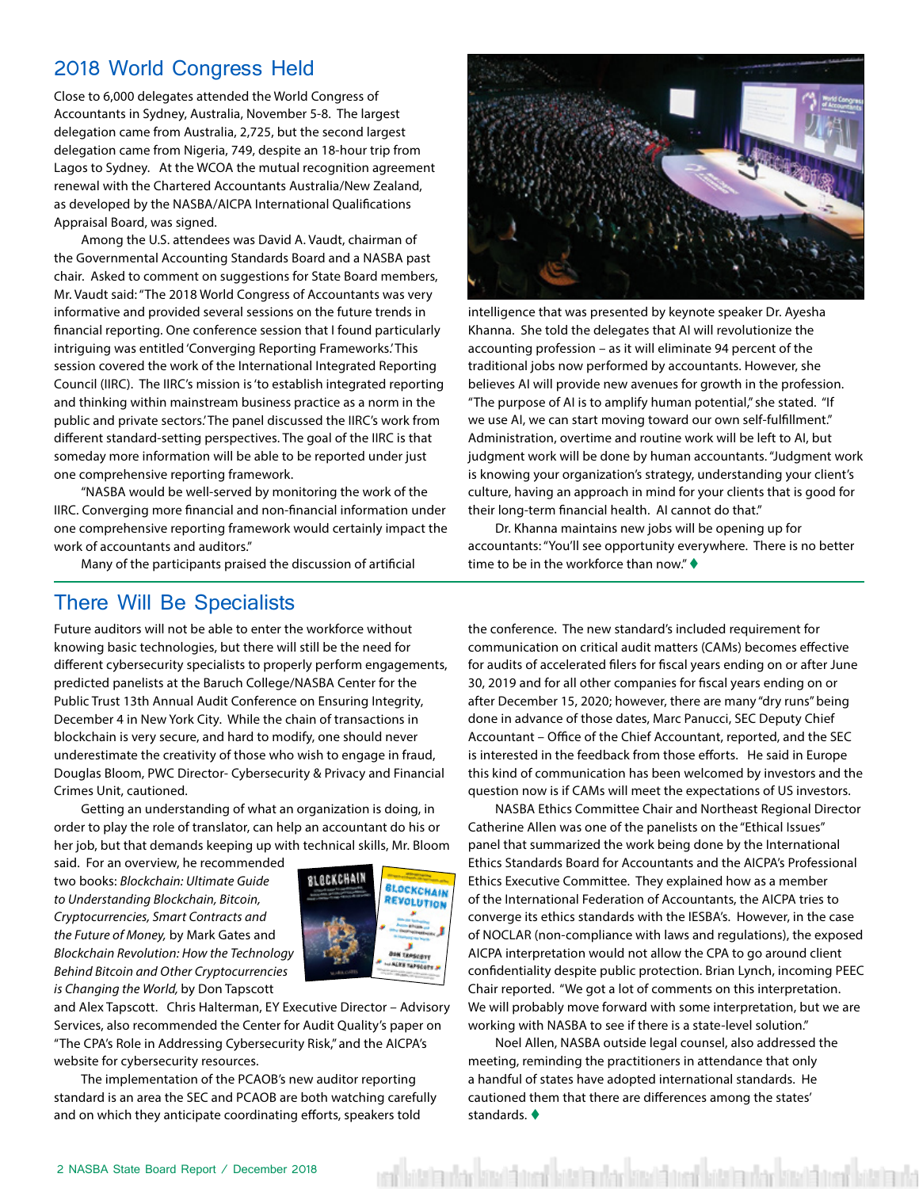## 2018 World Congress Held

Close to 6,000 delegates attended the World Congress of Accountants in Sydney, Australia, November 5-8. The largest delegation came from Australia, 2,725, but the second largest delegation came from Nigeria, 749, despite an 18-hour trip from Lagos to Sydney. At the WCOA the mutual recognition agreement renewal with the Chartered Accountants Australia/New Zealand, as developed by the NASBA/AICPA International Qualifications Appraisal Board, was signed.

Among the U.S. attendees was David A. Vaudt, chairman of the Governmental Accounting Standards Board and a NASBA past chair. Asked to comment on suggestions for State Board members, Mr. Vaudt said: "The 2018 World Congress of Accountants was very informative and provided several sessions on the future trends in financial reporting. One conference session that I found particularly intriguing was entitled 'Converging Reporting Frameworks.' This session covered the work of the International Integrated Reporting Council (IIRC). The IIRC's mission is 'to establish integrated reporting and thinking within mainstream business practice as a norm in the public and private sectors.' The panel discussed the IIRC's work from different standard-setting perspectives. The goal of the IIRC is that someday more information will be able to be reported under just one comprehensive reporting framework.

"NASBA would be well-served by monitoring the work of the IIRC. Converging more financial and non-financial information under one comprehensive reporting framework would certainly impact the work of accountants and auditors."

Many of the participants praised the discussion of artificial intelligence that was presented by keynote speaker Dr. Ayesha Khanna. She told the delegates that AI will revolutionize the accounting profession – as it will eliminate 94 percent of the traditional jobs now performed by accountants. However, she believes AI will provide new avenues for growth in the profession. "The purpose of AI is to amplify human potential," she stated. "If we use AI, we can start moving toward our own self-fulfillment." Administration, overtime and routine work will be left to AI, but judgment work will be done by human accountants. "Judgment work is knowing your organization's strategy, understanding your client's culture, having an approach in mind for your clients that is good for their long-term financial health. AI cannot do that."

Dr. Khanna maintains new jobs will be opening up for accountants: "You'll see opportunity everywhere. There is no better time to be in the workforce than now." ♦

## There Will Be Specialists

Future auditors will not be able to enter the workforce without knowing basic technologies, but there will still be the need for different cybersecurity specialists to properly perform engagements, predicted panelists at the Baruch College/NASBA Center for the Public Trust 13th Annual Audit Conference on Ensuring Integrity, December 4 in New York City. While the chain of transactions in blockchain is very secure, and hard to modify, one should never underestimate the creativity of those who wish to engage in fraud, Douglas Bloom, PWC Director- Cybersecurity & Privacy and Financial Crimes Unit, cautioned.

Getting an understanding of what an organization is doing, in order to play the role of translator, can help an accountant do his or her job, but that demands keeping up with technical skills, Mr. Bloom said. For an overview, he recommended two books: *Blockchain: Ultimate Guide to Understanding Blockchain, Bitcoin, Cryptocurrencies, Smart Contracts and the Future of Money,* by Mark Gates and *Blockchain Revolution: How the Technology Behind Bitcoin and Other Cryptocurrencies is Changing the World,* by Don Tapscott and Alex Tapscott. Chris Halterman, EY Executive Director – Advisory Services, also recommended the Center for Audit Quality's paper on "The CPA's Role in Addressing Cybersecurity Risk," and the AICPA's website for cybersecurity resources.

The implementation of the PCAOB's new auditor reporting standard is an area the SEC and PCAOB are both watching carefully and on which they anticipate coordinating efforts, speakers told the conference. The new standard's included requirement for communication on critical audit matters (CAMs) becomes effective for audits of accelerated filers for fiscal years ending on or after June 30, 2019 and for all other companies for fiscal years ending on or after December 15, 2020; however, there are many "dry runs" being done in advance of those dates, Marc Panucci, SEC Deputy Chief Accountant – Office of the Chief Accountant, reported, and the SEC is interested in the feedback from those efforts. He said in Europe this kind of communication has been welcomed by investors and the question now is if CAMs will meet the expectations of US investors.

NASBA Ethics Committee Chair and Northeast Regional Director Catherine Allen was one of the panelists on the "Ethical Issues" panel that summarized the work being done by the International Ethics Standards Board for Accountants and the AICPA's Professional Ethics Executive Committee. They explained how as a member of the International Federation of Accountants, the AICPA tries to converge its ethics standards with the IESBA's. However, in the case of NOCLAR (non-compliance with laws and regulations), the exposed AICPA interpretation would not allow the CPA to go around client confidentiality despite public protection. Brian Lynch, incoming PEEC Chair reported. "We got a lot of comments on this interpretation. We will probably move forward with some interpretation, but we are working with NASBA to see if there is a state-level solution."

Noel Allen, NASBA outside legal counsel, also addressed the meeting, reminding the practitioners in attendance that only a handful of states have adopted international standards. He cautioned them that there are differences among the states' standards. ♦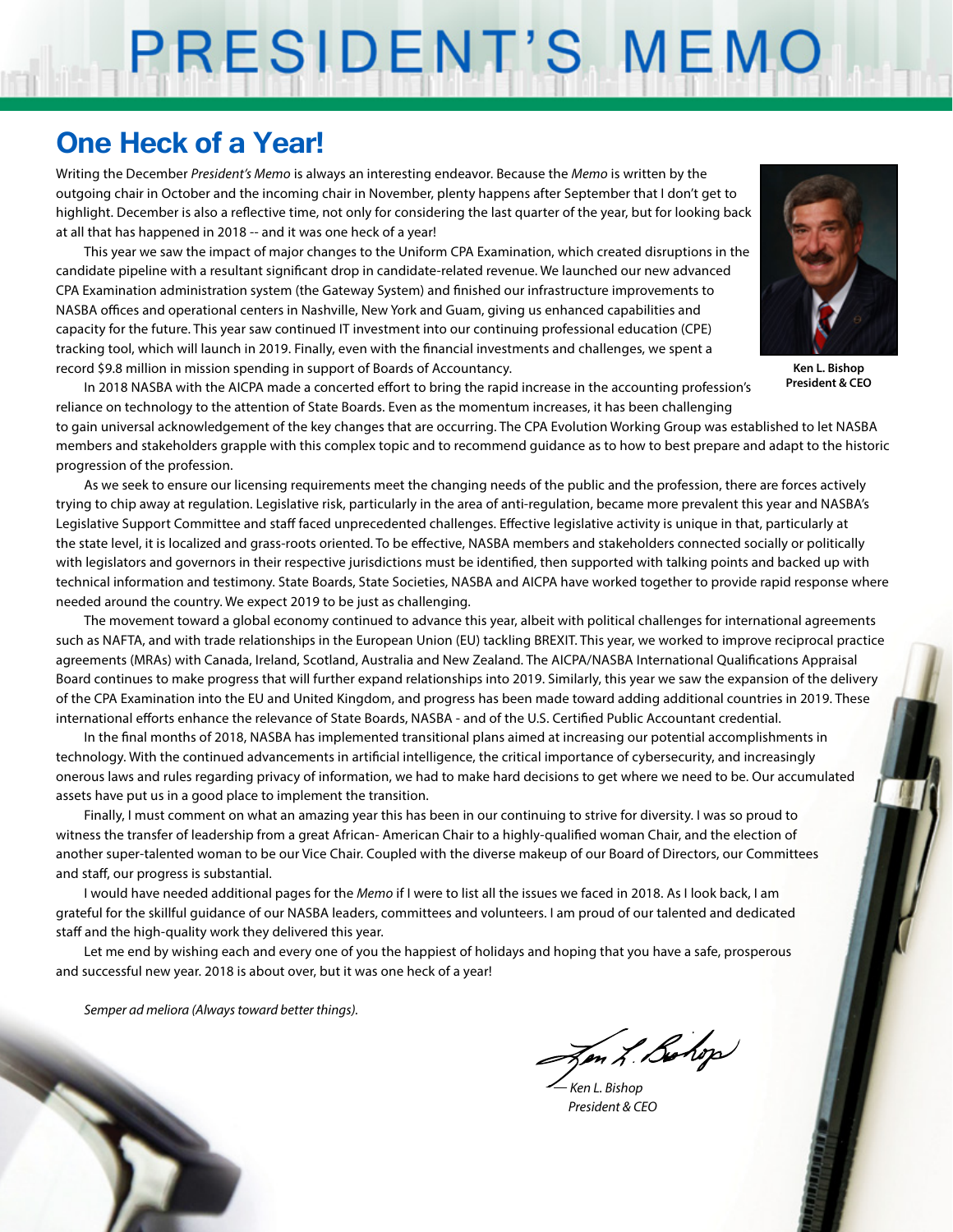# PRESIDENT'S MEMO

## One Heck of a Year!

Writing the December *President's Memo* is always an interesting endeavor. Because the *Memo* is written by the outgoing chair in October and the incoming chair in November, plenty happens after September that I don't get to highlight. December is also a reflective time, not only for considering the last quarter of the year, but for looking back at all that has happened in 2018 -- and it was one heck of a year!

This year we saw the impact of major changes to the Uniform CPA Examination, which created disruptions in the candidate pipeline with a resultant significant drop in candidate-related revenue. We launched our new advanced CPA Examination administration system (the Gateway System) and finished our infrastructure improvements to NASBA offices and operational centers in Nashville, New York and Guam, giving us enhanced capabilities and capacity for the future. This year saw continued IT investment into our continuing professional education (CPE) tracking tool, which will launch in 2019. Finally, even with the financial investments and challenges, we spent a record $9.8 million in mission spending in support of Boards of Accountancy.

**Ken L. Bishop**
**President & CEO**

In 2018 NASBA with the AICPA made a concerted effort to bring the rapid increase in the accounting profession's reliance on technology to the attention of State Boards. Even as the momentum increases, it has been challenging to gain universal acknowledgement of the key changes that are occurring. The CPA Evolution Working Group was established to let NASBA members and stakeholders grapple with this complex topic and to recommend guidance as to how to best prepare and adapt to the historic progression of the profession.

As we seek to ensure our licensing requirements meet the changing needs of the public and the profession, there are forces actively trying to chip away at regulation. Legislative risk, particularly in the area of anti-regulation, became more prevalent this year and NASBA's Legislative Support Committee and staff faced unprecedented challenges. Effective legislative activity is unique in that, particularly at the state level, it is localized and grass-roots oriented. To be effective, NASBA members and stakeholders connected socially or politically with legislators and governors in their respective jurisdictions must be identified, then supported with talking points and backed up with technical information and testimony. State Boards, State Societies, NASBA and AICPA have worked together to provide rapid response where needed around the country. We expect 2019 to be just as challenging.

The movement toward a global economy continued to advance this year, albeit with political challenges for international agreements such as NAFTA, and with trade relationships in the European Union (EU) tackling BREXIT. This year, we worked to improve reciprocal practice agreements (MRAs) with Canada, Ireland, Scotland, Australia and New Zealand. The AICPA/NASBA International Qualifications Appraisal Board continues to make progress that will further expand relationships into 2019. Similarly, this year we saw the expansion of the delivery of the CPA Examination into the EU and United Kingdom, and progress has been made toward adding additional countries in 2019. These international efforts enhance the relevance of State Boards, NASBA - and of the U.S. Certified Public Accountant credential.

In the final months of 2018, NASBA has implemented transitional plans aimed at increasing our potential accomplishments in technology. With the continued advancements in artificial intelligence, the critical importance of cybersecurity, and increasingly onerous laws and rules regarding privacy of information, we had to make hard decisions to get where we need to be. Our accumulated assets have put us in a good place to implement the transition.

Finally, I must comment on what an amazing year this has been in our continuing to strive for diversity. I was so proud to witness the transfer of leadership from a great African- American Chair to a highly-qualified woman Chair, and the election of another super-talented woman to be our Vice Chair. Coupled with the diverse makeup of our Board of Directors, our Committees and staff, our progress is substantial.

I would have needed additional pages for the *Memo* if I were to list all the issues we faced in 2018. As I look back, I am grateful for the skillful guidance of our NASBA leaders, committees and volunteers. I am proud of our talented and dedicated staff and the high-quality work they delivered this year.

Let me end by wishing each and every one of you the happiest of holidays and hoping that you have a safe, prosperous and successful new year. 2018 is about over, but it was one heck of a year!

*Semper ad meliora (Always toward better things).*

*— Ken L. Bishop*
*President & CEO*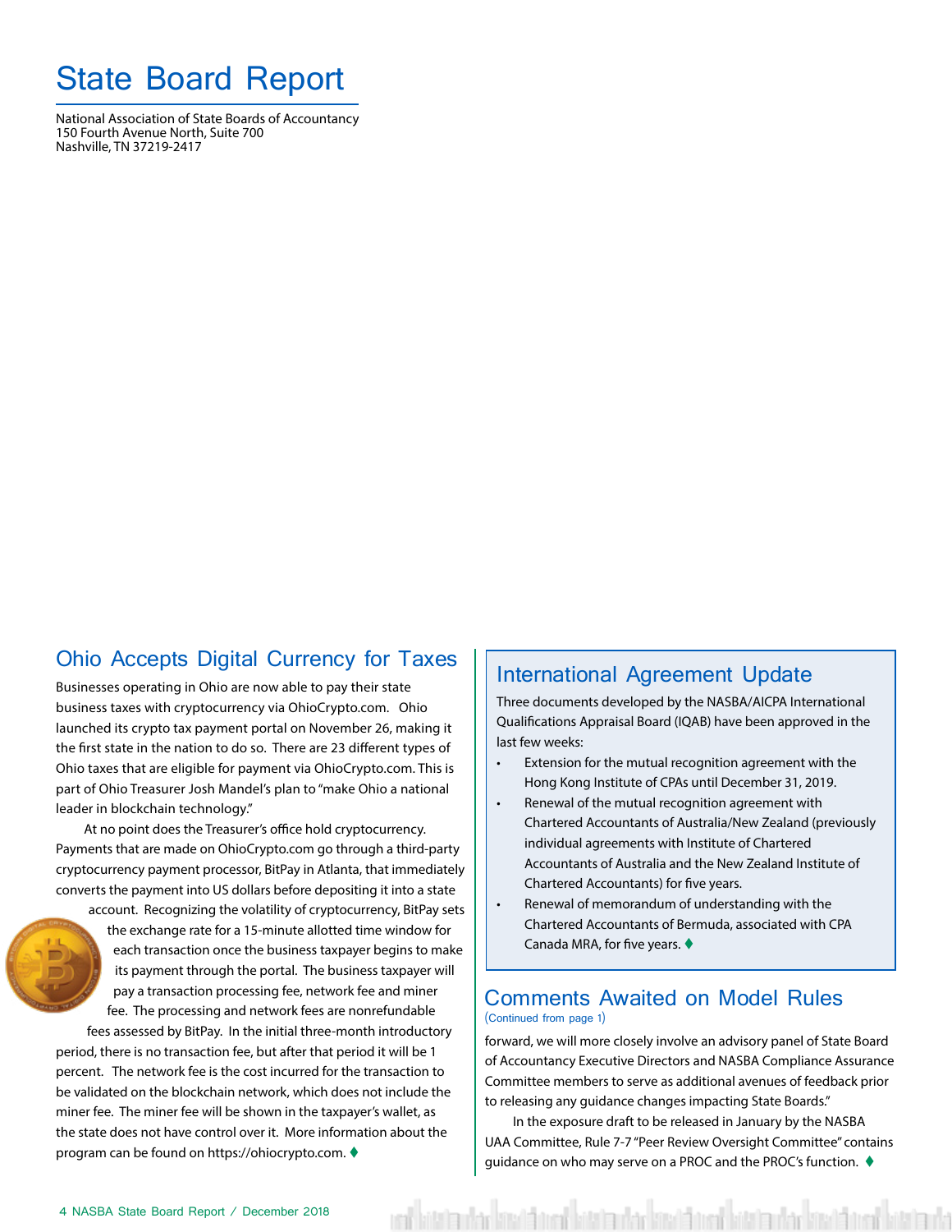# State Board Report

National Association of State Boards of Accountancy
150 Fourth Avenue North, Suite 700
Nashville, TN 37219-2417

## Ohio Accepts Digital Currency for Taxes

Businesses operating in Ohio are now able to pay their state business taxes with cryptocurrency via OhioCrypto.com. Ohio launched its crypto tax payment portal on November 26, making it the first state in the nation to do so. There are 23 different types of Ohio taxes that are eligible for payment via OhioCrypto.com. This is part of Ohio Treasurer Josh Mandel's plan to "make Ohio a national leader in blockchain technology."

At no point does the Treasurer's office hold cryptocurrency. Payments that are made on OhioCrypto.com go through a third-party cryptocurrency payment processor, BitPay in Atlanta, that immediately converts the payment into US dollars before depositing it into a state account. Recognizing the volatility of cryptocurrency, BitPay sets the exchange rate for a 15-minute allotted time window for each transaction once the business taxpayer begins to make its payment through the portal. The business taxpayer will pay a transaction processing fee, network fee and miner fee. The processing and network fees are nonrefundable fees assessed by BitPay. In the initial three-month introductory period, there is no transaction fee, but after that period it will be 1 percent. The network fee is the cost incurred for the transaction to be validated on the blockchain network, which does not include the miner fee. The miner fee will be shown in the taxpayer's wallet, as the state does not have control over it. More information about the program can be found on https://ohiocrypto.com. ♦

## International Agreement Update

Three documents developed by the NASBA/AICPA International Qualifications Appraisal Board (IQAB) have been approved in the last few weeks:

- Extension for the mutual recognition agreement with the Hong Kong Institute of CPAs until December 31, 2019.
- Renewal of the mutual recognition agreement with Chartered Accountants of Australia/New Zealand (previously individual agreements with Institute of Chartered Accountants of Australia and the New Zealand Institute of Chartered Accountants) for five years.
- Renewal of memorandum of understanding with the Chartered Accountants of Bermuda, associated with CPA Canada MRA, for five years. ♦

## Comments Awaited on Model Rules

(Continued from page 1)

forward, we will more closely involve an advisory panel of State Board of Accountancy Executive Directors and NASBA Compliance Assurance Committee members to serve as additional avenues of feedback prior to releasing any guidance changes impacting State Boards."

In the exposure draft to be released in January by the NASBA UAA Committee, Rule 7-7 "Peer Review Oversight Committee" contains guidance on who may serve on a PROC and the PROC's function. ♦